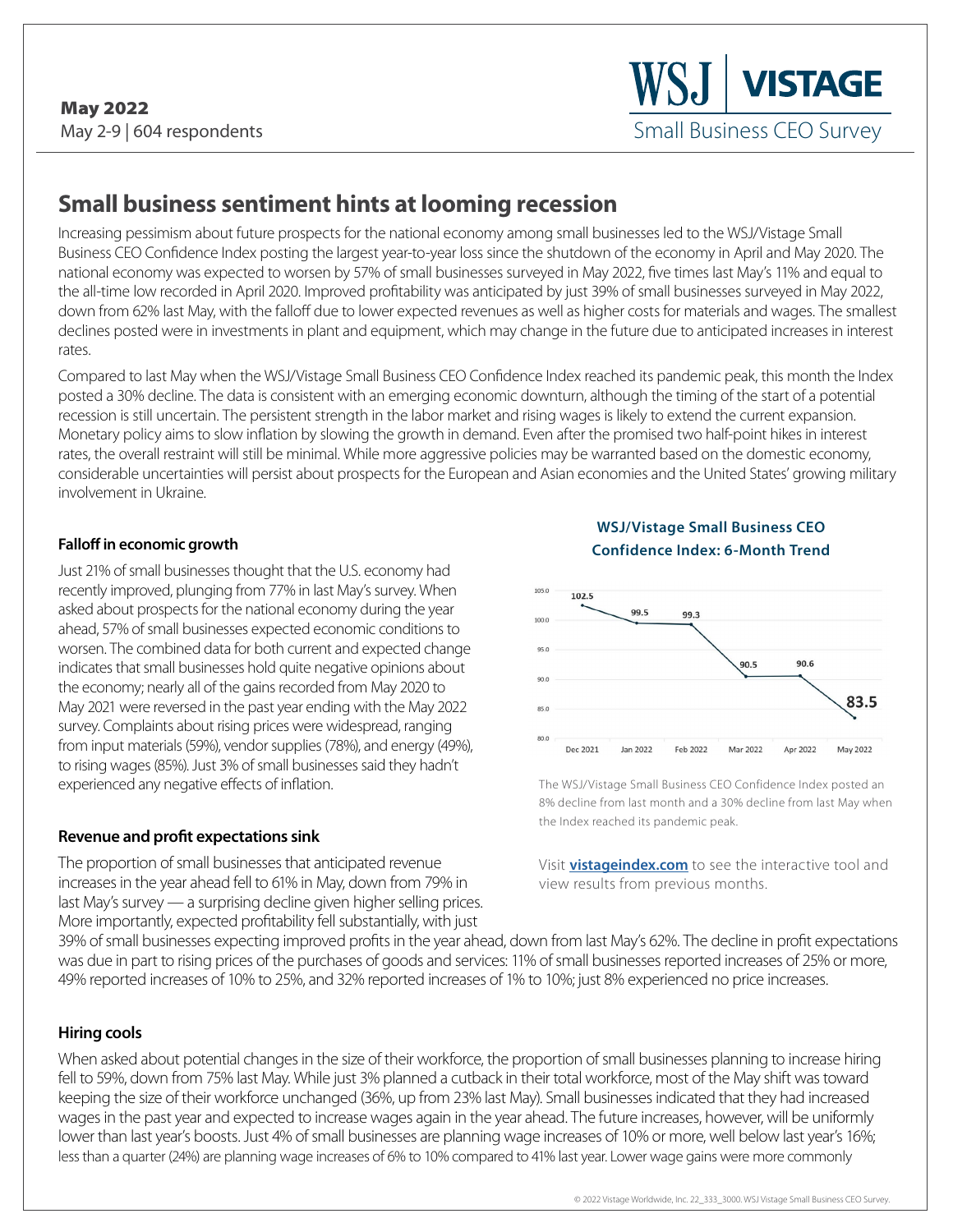**May 2022**
May 2-9 | 604 respondents

**WSJ | VISTAGE**
Small Business CEO Survey

# Small business sentiment hints at looming recession

Increasing pessimism about future prospects for the national economy among small businesses led to the WSJ/Vistage Small Business CEO Confidence Index posting the largest year-to-year loss since the shutdown of the economy in April and May 2020. The national economy was expected to worsen by 57% of small businesses surveyed in May 2022, five times last May's 11% and equal to the all-time low recorded in April 2020. Improved profitability was anticipated by just 39% of small businesses surveyed in May 2022, down from 62% last May, with the falloff due to lower expected revenues as well as higher costs for materials and wages. The smallest declines posted were in investments in plant and equipment, which may change in the future due to anticipated increases in interest rates.

Compared to last May when the WSJ/Vistage Small Business CEO Confidence Index reached its pandemic peak, this month the Index posted a 30% decline. The data is consistent with an emerging economic downturn, although the timing of the start of a potential recession is still uncertain. The persistent strength in the labor market and rising wages is likely to extend the current expansion. Monetary policy aims to slow inflation by slowing the growth in demand. Even after the promised two half-point hikes in interest rates, the overall restraint will still be minimal. While more aggressive policies may be warranted based on the domestic economy, considerable uncertainties will persist about prospects for the European and Asian economies and the United States' growing military involvement in Ukraine.

### Falloff in economic growth

Just 21% of small businesses thought that the U.S. economy had recently improved, plunging from 77% in last May's survey. When asked about prospects for the national economy during the year ahead, 57% of small businesses expected economic conditions to worsen. The combined data for both current and expected change indicates that small businesses hold quite negative opinions about the economy; nearly all of the gains recorded from May 2020 to May 2021 were reversed in the past year ending with the May 2022 survey. Complaints about rising prices were widespread, ranging from input materials (59%), vendor supplies (78%), and energy (49%), to rising wages (85%). Just 3% of small businesses said they hadn't experienced any negative effects of inflation.

**WSJ/Vistage Small Business CEO Confidence Index: 6-Month Trend**

| Month | Index |
|---|---|
| Dec 2021 | 102.5 |
| Jan 2022 | 99.5 |
| Feb 2022 | 99.3 |
| Mar 2022 | 90.5 |
| Apr 2022 | 90.6 |
| May 2022 | 83.5 |

The WSJ/Vistage Small Business CEO Confidence Index posted an 8% decline from last month and a 30% decline from last May when the Index reached its pandemic peak.

Visit **vistageindex.com** to see the interactive tool and view results from previous months.

### Revenue and profit expectations sink

The proportion of small businesses that anticipated revenue increases in the year ahead fell to 61% in May, down from 79% in last May's survey — a surprising decline given higher selling prices. More importantly, expected profitability fell substantially, with just 39% of small businesses expecting improved profits in the year ahead, down from last May's 62%. The decline in profit expectations was due in part to rising prices of the purchases of goods and services: 11% of small businesses reported increases of 25% or more, 49% reported increases of 10% to 25%, and 32% reported increases of 1% to 10%; just 8% experienced no price increases.

### Hiring cools

When asked about potential changes in the size of their workforce, the proportion of small businesses planning to increase hiring fell to 59%, down from 75% last May. While just 3% planned a cutback in their total workforce, most of the May shift was toward keeping the size of their workforce unchanged (36%, up from 23% last May). Small businesses indicated that they had increased wages in the past year and expected to increase wages again in the year ahead. The future increases, however, will be uniformly lower than last year's boosts. Just 4% of small businesses are planning wage increases of 10% or more, well below last year's 16%; less than a quarter (24%) are planning wage increases of 6% to 10% compared to 41% last year. Lower wage gains were more commonly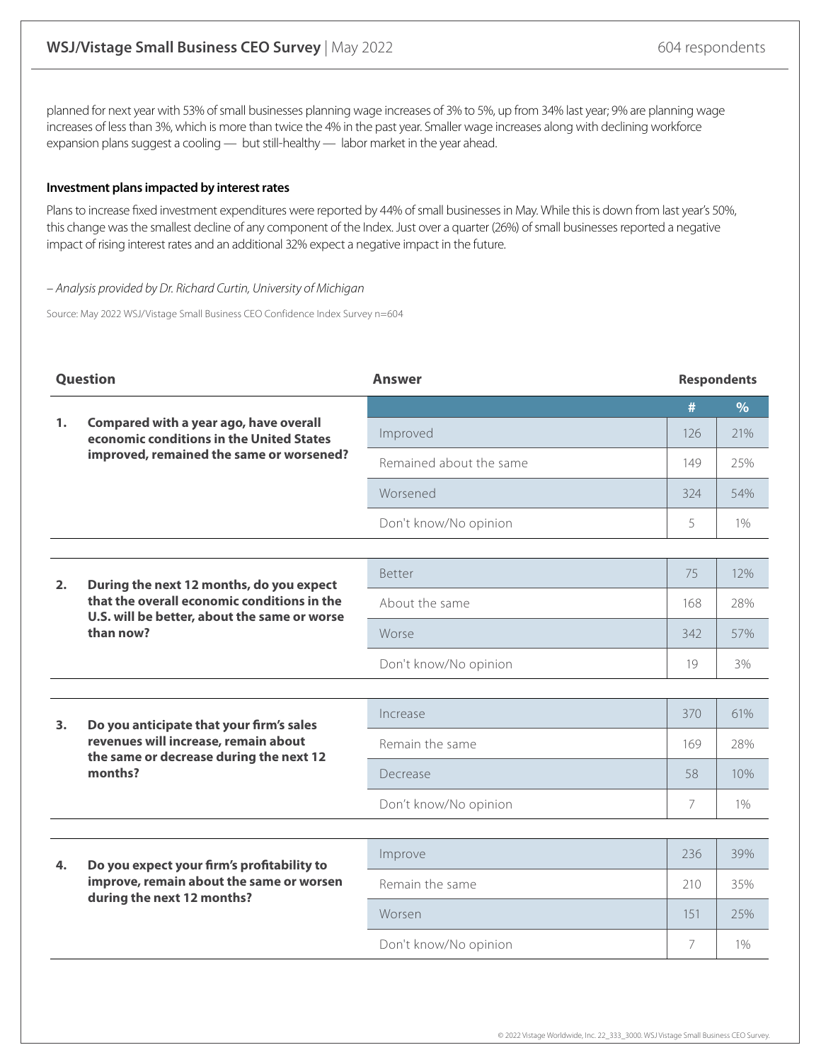planned for next year with 53% of small businesses planning wage increases of 3% to 5%, up from 34% last year; 9% are planning wage increases of less than 3%, which is more than twice the 4% in the past year. Smaller wage increases along with declining workforce expansion plans suggest a cooling — but still-healthy — labor market in the year ahead.

### Investment plans impacted by interest rates

Plans to increase fixed investment expenditures were reported by 44% of small businesses in May. While this is down from last year's 50%, this change was the smallest decline of any component of the Index. Just over a quarter (26%) of small businesses reported a negative impact of rising interest rates and an additional 32% expect a negative impact in the future.

*– Analysis provided by Dr. Richard Curtin, University of Michigan*

Source: May 2022 WSJ/Vistage Small Business CEO Confidence Index Survey n=604

| Question | Answer | Respondents # | Respondents % |
|---|---|---|---|
| **1. Compared with a year ago, have overall economic conditions in the United States improved, remained the same or worsened?** | Improved | 126 | 21% |
| | Remained about the same | 149 | 25% |
| | Worsened | 324 | 54% |
| | Don't know/No opinion | 5 | 1% |
| **2. During the next 12 months, do you expect that the overall economic conditions in the U.S. will be better, about the same or worse than now?** | Better | 75 | 12% |
| | About the same | 168 | 28% |
| | Worse | 342 | 57% |
| | Don't know/No opinion | 19 | 3% |
| **3. Do you anticipate that your firm's sales revenues will increase, remain about the same or decrease during the next 12 months?** | Increase | 370 | 61% |
| | Remain the same | 169 | 28% |
| | Decrease | 58 | 10% |
| | Don't know/No opinion | 7 | 1% |
| **4. Do you expect your firm's profitability to improve, remain about the same or worsen during the next 12 months?** | Improve | 236 | 39% |
| | Remain the same | 210 | 35% |
| | Worsen | 151 | 25% |
| | Don't know/No opinion | 7 | 1% |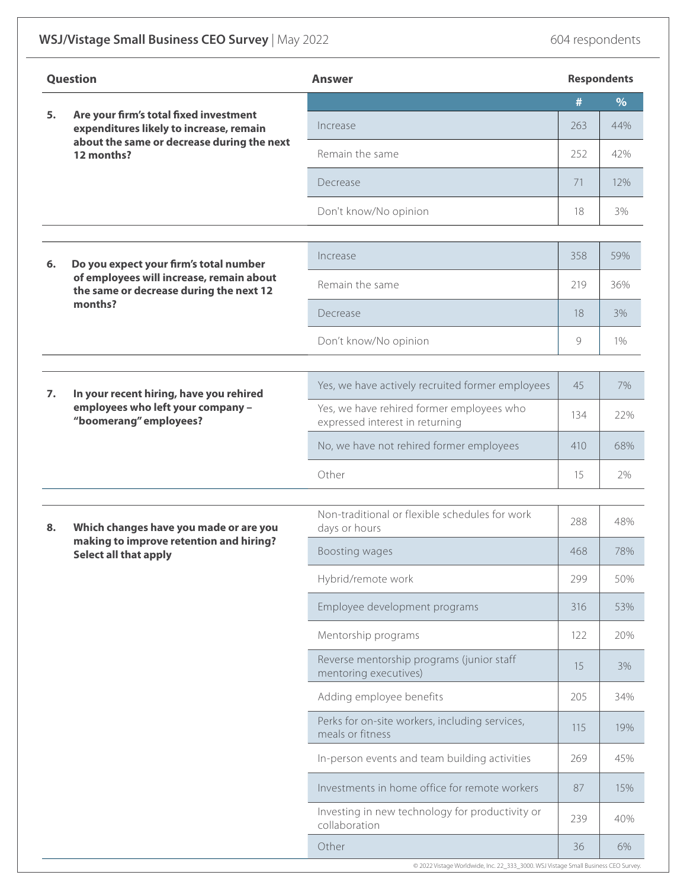## WSJ/Vistage Small Business CEO Survey | May 2022

604 respondents

| Question | Answer | # | % |
|---|---|---|---|
| 5. Are your firm's total fixed investment expenditures likely to increase, remain about the same or decrease during the next 12 months? | Increase | 263 | 44% |
| | Remain the same | 252 | 42% |
| | Decrease | 71 | 12% |
| | Don't know/No opinion | 18 | 3% |
| 6. Do you expect your firm's total number of employees will increase, remain about the same or decrease during the next 12 months? | Increase | 358 | 59% |
| | Remain the same | 219 | 36% |
| | Decrease | 18 | 3% |
| | Don't know/No opinion | 9 | 1% |
| 7. In your recent hiring, have you rehired employees who left your company – "boomerang" employees? | Yes, we have actively recruited former employees | 45 | 7% |
| | Yes, we have rehired former employees who expressed interest in returning | 134 | 22% |
| | No, we have not rehired former employees | 410 | 68% |
| | Other | 15 | 2% |
| 8. Which changes have you made or are you making to improve retention and hiring? Select all that apply | Non-traditional or flexible schedules for work days or hours | 288 | 48% |
| | Boosting wages | 468 | 78% |
| | Hybrid/remote work | 299 | 50% |
| | Employee development programs | 316 | 53% |
| | Mentorship programs | 122 | 20% |
| | Reverse mentorship programs (junior staff mentoring executives) | 15 | 3% |
| | Adding employee benefits | 205 | 34% |
| | Perks for on-site workers, including services, meals or fitness | 115 | 19% |
| | In-person events and team building activities | 269 | 45% |
| | Investments in home office for remote workers | 87 | 15% |
| | Investing in new technology for productivity or collaboration | 239 | 40% |
| | Other | 36 | 6% |

© 2022 Vistage Worldwide, Inc. 22_333_3000. WSJ Vistage Small Business CEO Survey.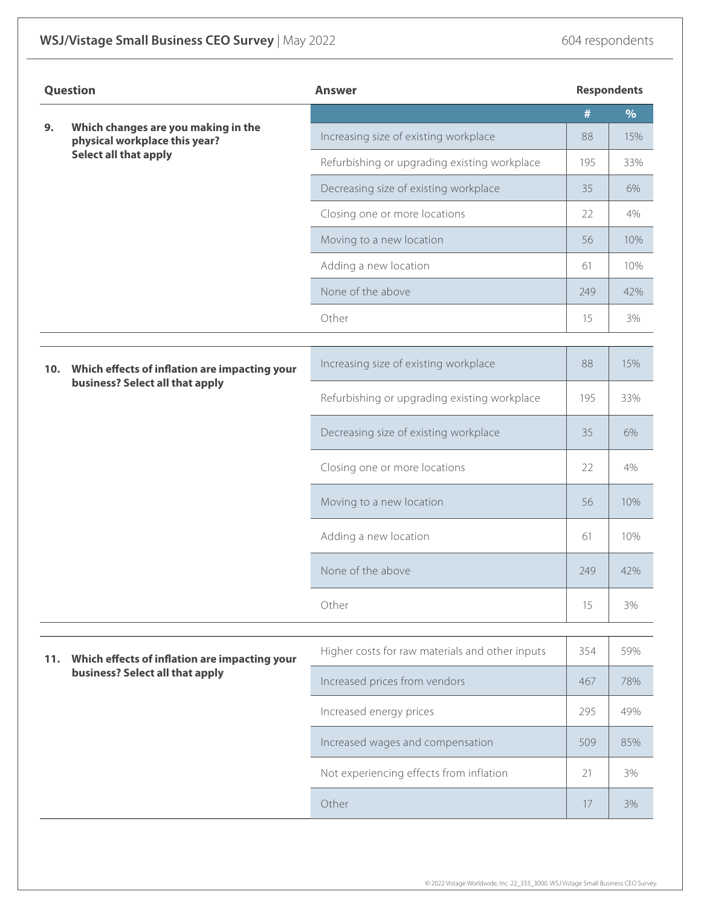WSJ/Vistage Small Business CEO Survey | May 2022 — 604 respondents

| Question | Answer | # | % |
|---|---|---|---|
| 9. Which changes are you making in the physical workplace this year? Select all that apply | Increasing size of existing workplace | 88 | 15% |
| | Refurbishing or upgrading existing workplace | 195 | 33% |
| | Decreasing size of existing workplace | 35 | 6% |
| | Closing one or more locations | 22 | 4% |
| | Moving to a new location | 56 | 10% |
| | Adding a new location | 61 | 10% |
| | None of the above | 249 | 42% |
| | Other | 15 | 3% |
| 10. Which effects of inflation are impacting your business? Select all that apply | Increasing size of existing workplace | 88 | 15% |
| | Refurbishing or upgrading existing workplace | 195 | 33% |
| | Decreasing size of existing workplace | 35 | 6% |
| | Closing one or more locations | 22 | 4% |
| | Moving to a new location | 56 | 10% |
| | Adding a new location | 61 | 10% |
| | None of the above | 249 | 42% |
| | Other | 15 | 3% |
| 11. Which effects of inflation are impacting your business? Select all that apply | Higher costs for raw materials and other inputs | 354 | 59% |
| | Increased prices from vendors | 467 | 78% |
| | Increased energy prices | 295 | 49% |
| | Increased wages and compensation | 509 | 85% |
| | Not experiencing effects from inflation | 21 | 3% |
| | Other | 17 | 3% |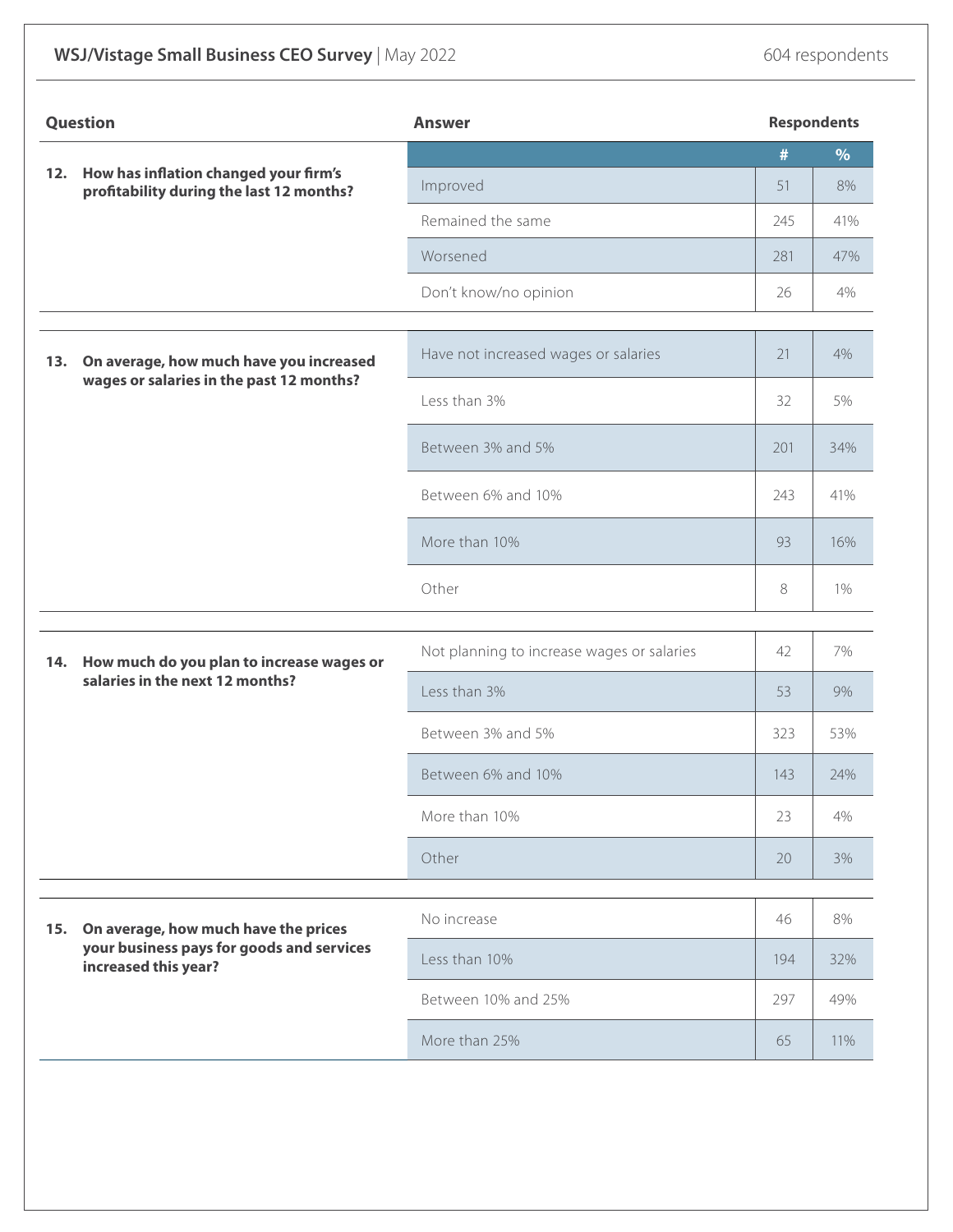**WSJ/Vistage Small Business CEO Survey** | May 2022 — 604 respondents

| Question | Answer | # | % |
|---|---|---|---|
| **12. How has inflation changed your firm's profitability during the last 12 months?** | Improved | 51 | 8% |
| | Remained the same | 245 | 41% |
| | Worsened | 281 | 47% |
| | Don't know/no opinion | 26 | 4% |
| **13. On average, how much have you increased wages or salaries in the past 12 months?** | Have not increased wages or salaries | 21 | 4% |
| | Less than 3% | 32 | 5% |
| | Between 3% and 5% | 201 | 34% |
| | Between 6% and 10% | 243 | 41% |
| | More than 10% | 93 | 16% |
| | Other | 8 | 1% |
| **14. How much do you plan to increase wages or salaries in the next 12 months?** | Not planning to increase wages or salaries | 42 | 7% |
| | Less than 3% | 53 | 9% |
| | Between 3% and 5% | 323 | 53% |
| | Between 6% and 10% | 143 | 24% |
| | More than 10% | 23 | 4% |
| | Other | 20 | 3% |
| **15. On average, how much have the prices your business pays for goods and services increased this year?** | No increase | 46 | 8% |
| | Less than 10% | 194 | 32% |
| | Between 10% and 25% | 297 | 49% |
| | More than 25% | 65 | 11% |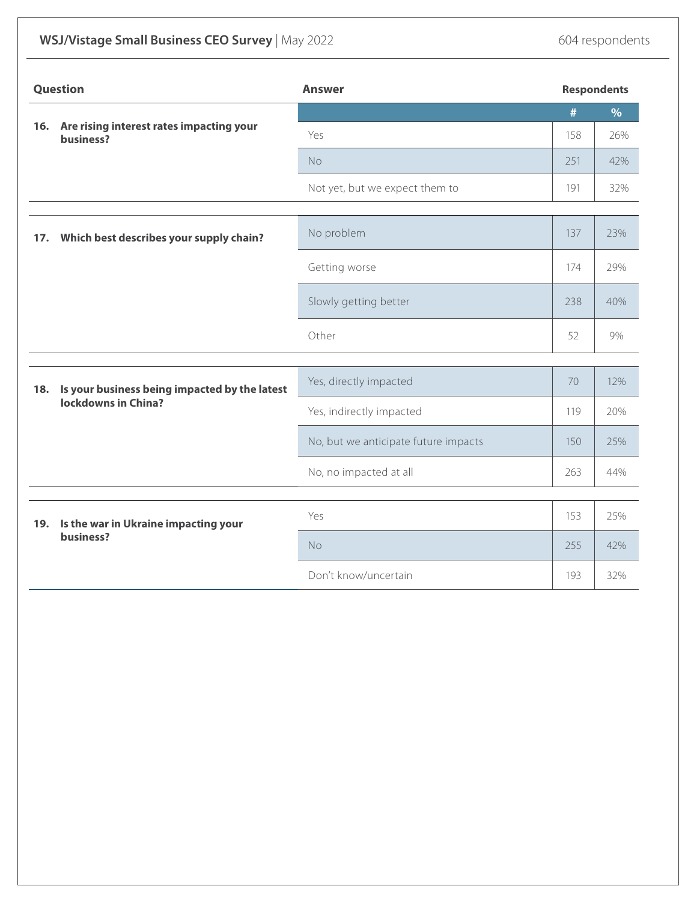| Question | Answer | Respondents # | Respondents % |
|---|---|---|---|
| 16. Are rising interest rates impacting your business? | Yes | 158 | 26% |
| | No | 251 | 42% |
| | Not yet, but we expect them to | 191 | 32% |
| 17. Which best describes your supply chain? | No problem | 137 | 23% |
| | Getting worse | 174 | 29% |
| | Slowly getting better | 238 | 40% |
| | Other | 52 | 9% |
| 18. Is your business being impacted by the latest lockdowns in China? | Yes, directly impacted | 70 | 12% |
| | Yes, indirectly impacted | 119 | 20% |
| | No, but we anticipate future impacts | 150 | 25% |
| | No, no impacted at all | 263 | 44% |
| 19. Is the war in Ukraine impacting your business? | Yes | 153 | 25% |
| | No | 255 | 42% |
| | Don't know/uncertain | 193 | 32% |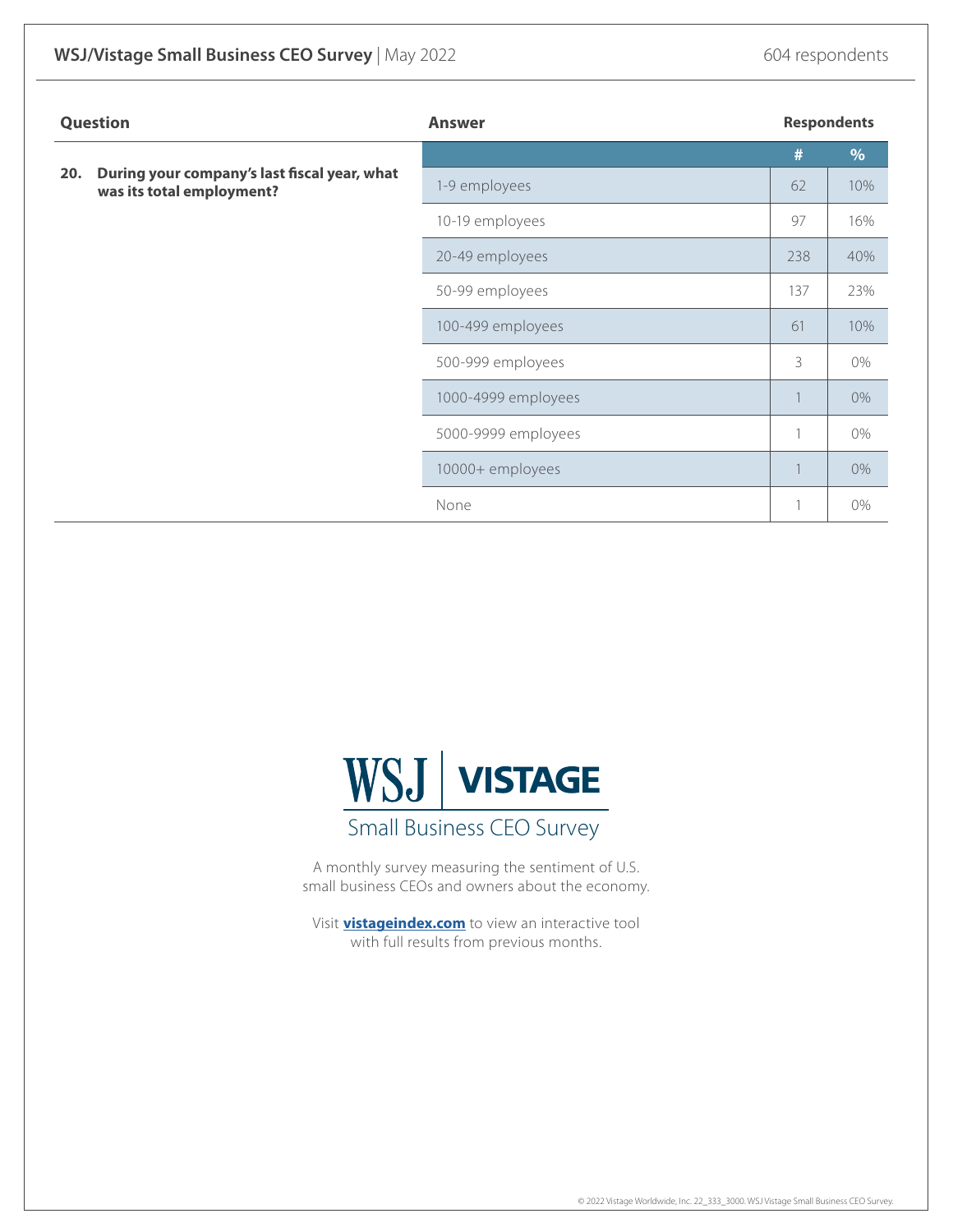| Question | Answer | # | % |
|---|---|---|---|
| **20. During your company's last fiscal year, what was its total employment?** | 1-9 employees | 62 | 10% |
| | 10-19 employees | 97 | 16% |
| | 20-49 employees | 238 | 40% |
| | 50-99 employees | 137 | 23% |
| | 100-499 employees | 61 | 10% |
| | 500-999 employees | 3 | 0% |
| | 1000-4999 employees | 1 | 0% |
| | 5000-9999 employees | 1 | 0% |
| | 10000+ employees | 1 | 0% |
| | None | 1 | 0% |

WSJ | VISTAGE

Small Business CEO Survey

A monthly survey measuring the sentiment of U.S. small business CEOs and owners about the economy.

Visit **vistageindex.com** to view an interactive tool with full results from previous months.

© 2022 Vistage Worldwide, Inc. 22_333_3000. WSJ Vistage Small Business CEO Survey.